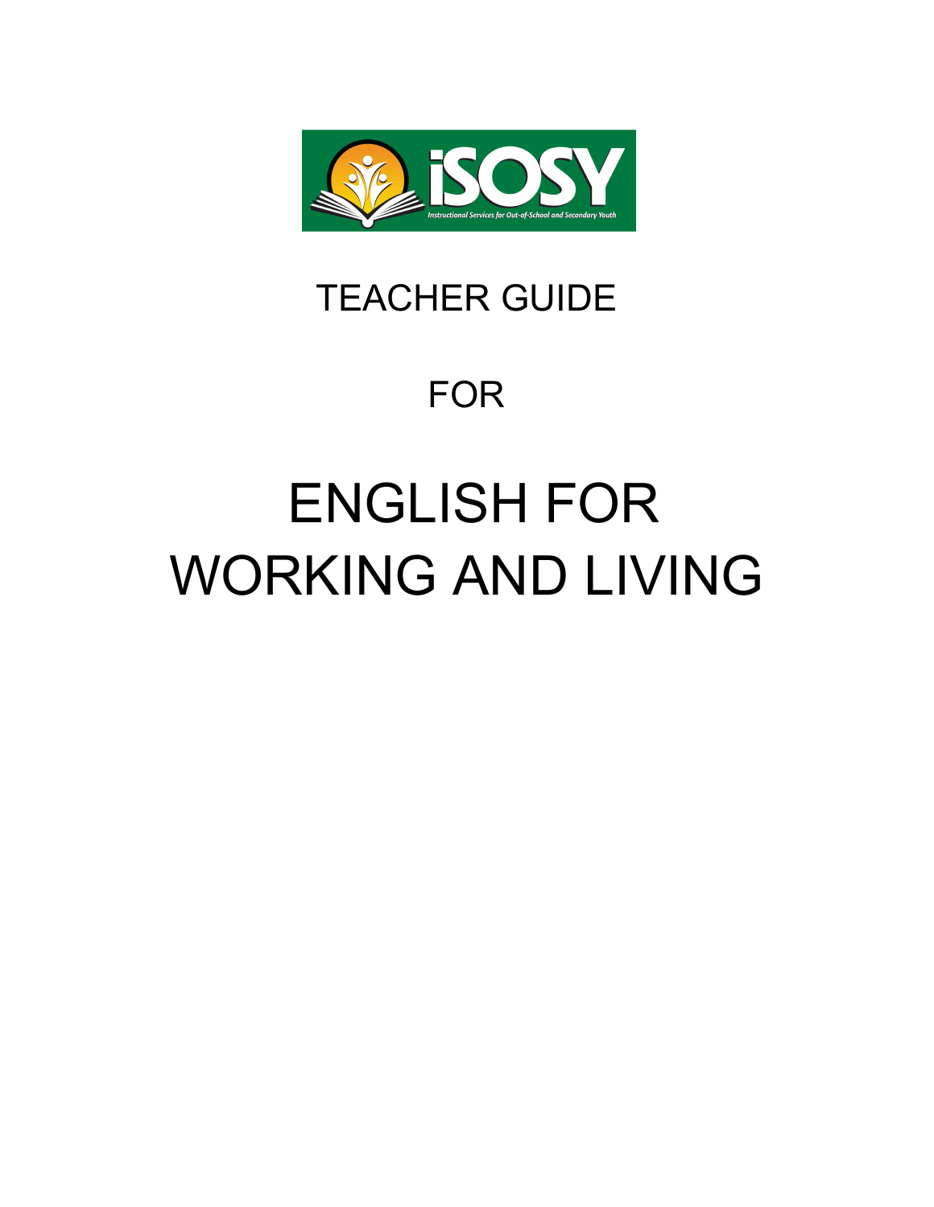iSOSY

Instructional Services for Out-of-School and Secondary Youth

# TEACHER GUIDE

# FOR

# ENGLISH FOR WORKING AND LIVING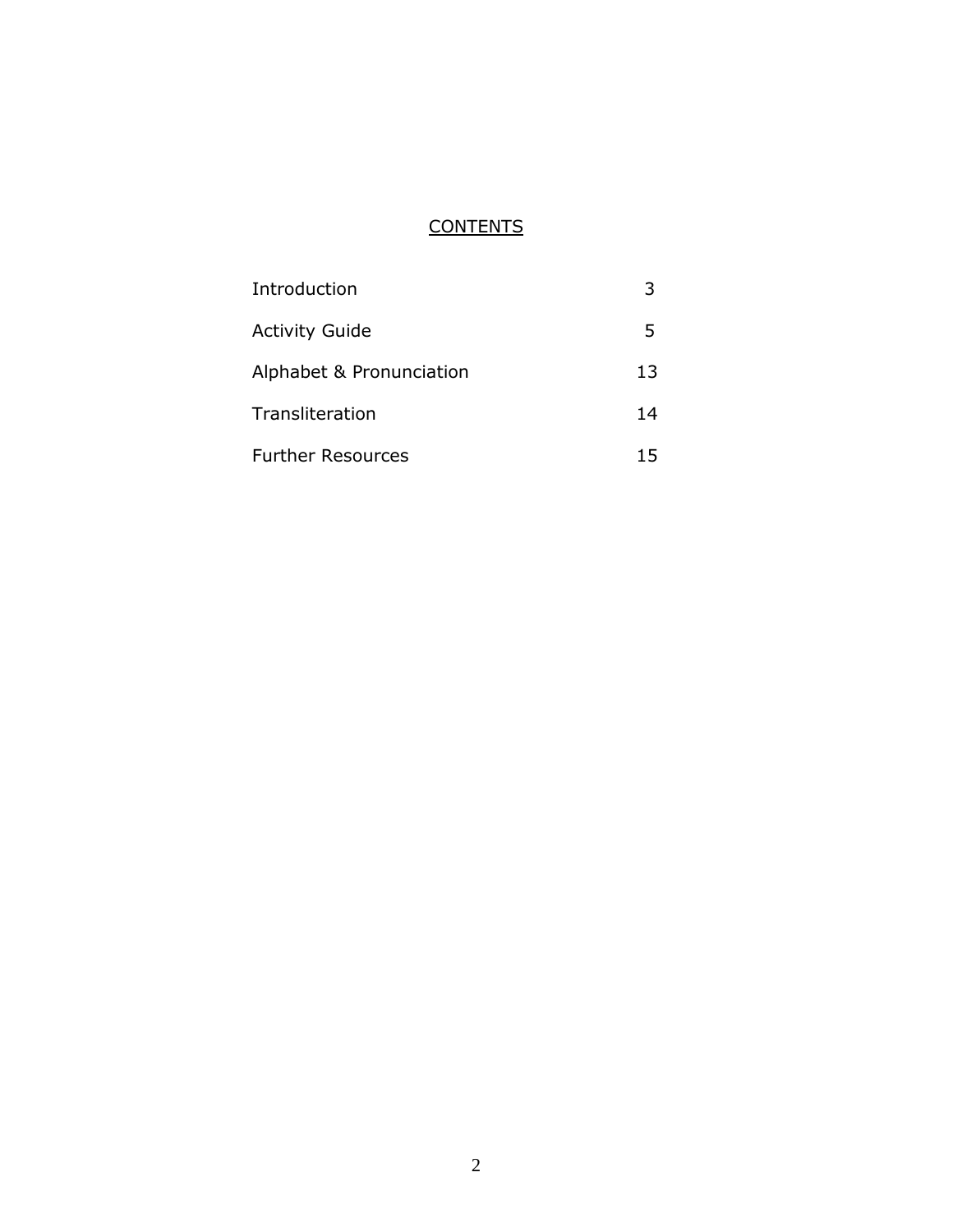## CONTENTS

| | |
|---|---|
| Introduction | 3 |
| Activity Guide | 5 |
| Alphabet & Pronunciation | 13 |
| Transliteration | 14 |
| Further Resources | 15 |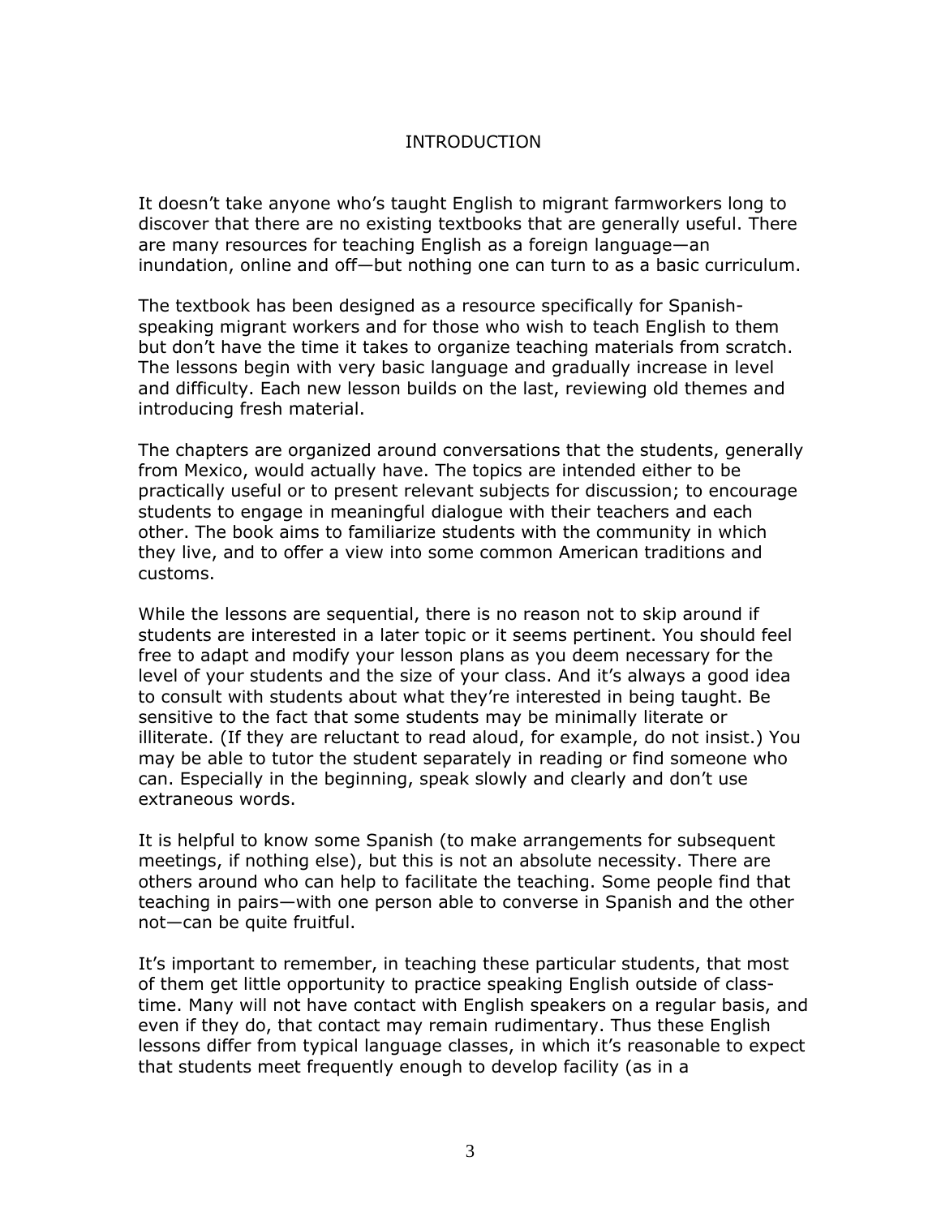# INTRODUCTION

It doesn't take anyone who's taught English to migrant farmworkers long to discover that there are no existing textbooks that are generally useful. There are many resources for teaching English as a foreign language—an inundation, online and off—but nothing one can turn to as a basic curriculum.

The textbook has been designed as a resource specifically for Spanish-speaking migrant workers and for those who wish to teach English to them but don't have the time it takes to organize teaching materials from scratch. The lessons begin with very basic language and gradually increase in level and difficulty. Each new lesson builds on the last, reviewing old themes and introducing fresh material.

The chapters are organized around conversations that the students, generally from Mexico, would actually have. The topics are intended either to be practically useful or to present relevant subjects for discussion; to encourage students to engage in meaningful dialogue with their teachers and each other. The book aims to familiarize students with the community in which they live, and to offer a view into some common American traditions and customs.

While the lessons are sequential, there is no reason not to skip around if students are interested in a later topic or it seems pertinent. You should feel free to adapt and modify your lesson plans as you deem necessary for the level of your students and the size of your class. And it's always a good idea to consult with students about what they're interested in being taught. Be sensitive to the fact that some students may be minimally literate or illiterate. (If they are reluctant to read aloud, for example, do not insist.) You may be able to tutor the student separately in reading or find someone who can. Especially in the beginning, speak slowly and clearly and don't use extraneous words.

It is helpful to know some Spanish (to make arrangements for subsequent meetings, if nothing else), but this is not an absolute necessity. There are others around who can help to facilitate the teaching. Some people find that teaching in pairs—with one person able to converse in Spanish and the other not—can be quite fruitful.

It's important to remember, in teaching these particular students, that most of them get little opportunity to practice speaking English outside of class-time. Many will not have contact with English speakers on a regular basis, and even if they do, that contact may remain rudimentary. Thus these English lessons differ from typical language classes, in which it's reasonable to expect that students meet frequently enough to develop facility (as in a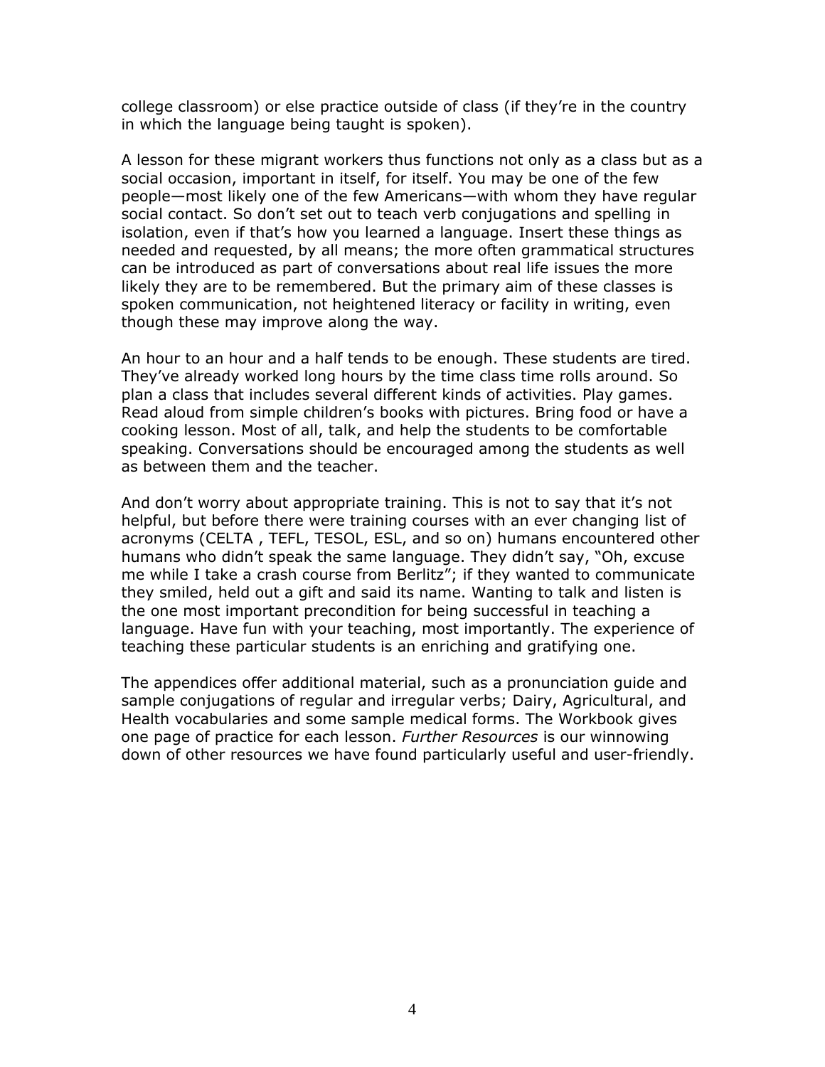college classroom) or else practice outside of class (if they're in the country in which the language being taught is spoken).

A lesson for these migrant workers thus functions not only as a class but as a social occasion, important in itself, for itself. You may be one of the few people—most likely one of the few Americans—with whom they have regular social contact. So don't set out to teach verb conjugations and spelling in isolation, even if that's how you learned a language. Insert these things as needed and requested, by all means; the more often grammatical structures can be introduced as part of conversations about real life issues the more likely they are to be remembered. But the primary aim of these classes is spoken communication, not heightened literacy or facility in writing, even though these may improve along the way.

An hour to an hour and a half tends to be enough. These students are tired. They've already worked long hours by the time class time rolls around. So plan a class that includes several different kinds of activities. Play games. Read aloud from simple children's books with pictures. Bring food or have a cooking lesson. Most of all, talk, and help the students to be comfortable speaking. Conversations should be encouraged among the students as well as between them and the teacher.

And don't worry about appropriate training. This is not to say that it's not helpful, but before there were training courses with an ever changing list of acronyms (CELTA , TEFL, TESOL, ESL, and so on) humans encountered other humans who didn't speak the same language. They didn't say, "Oh, excuse me while I take a crash course from Berlitz"; if they wanted to communicate they smiled, held out a gift and said its name. Wanting to talk and listen is the one most important precondition for being successful in teaching a language. Have fun with your teaching, most importantly. The experience of teaching these particular students is an enriching and gratifying one.

The appendices offer additional material, such as a pronunciation guide and sample conjugations of regular and irregular verbs; Dairy, Agricultural, and Health vocabularies and some sample medical forms. The Workbook gives one page of practice for each lesson. *Further Resources* is our winnowing down of other resources we have found particularly useful and user-friendly.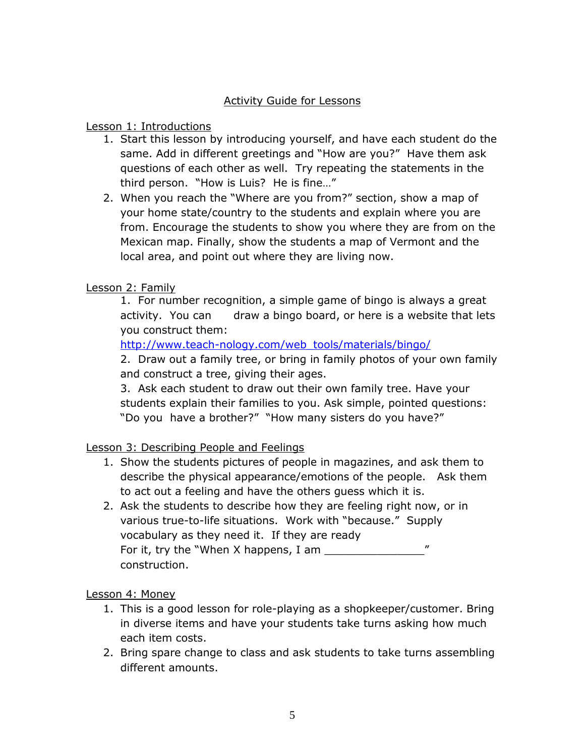## Activity Guide for Lessons

### Lesson 1: Introductions

1. Start this lesson by introducing yourself, and have each student do the same. Add in different greetings and "How are you?" Have them ask questions of each other as well. Try repeating the statements in the third person. "How is Luis? He is fine…"
2. When you reach the "Where are you from?" section, show a map of your home state/country to the students and explain where you are from. Encourage the students to show you where they are from on the Mexican map. Finally, show the students a map of Vermont and the local area, and point out where they are living now.

### Lesson 2: Family

1. For number recognition, a simple game of bingo is always a great activity. You can draw a bingo board, or here is a website that lets you construct them: [http://www.teach-nology.com/web_tools/materials/bingo/](http://www.teach-nology.com/web_tools/materials/bingo/)
2. Draw out a family tree, or bring in family photos of your own family and construct a tree, giving their ages.
3. Ask each student to draw out their own family tree. Have your students explain their families to you. Ask simple, pointed questions: "Do you have a brother?" "How many sisters do you have?"

### Lesson 3: Describing People and Feelings

1. Show the students pictures of people in magazines, and ask them to describe the physical appearance/emotions of the people. Ask them to act out a feeling and have the others guess which it is.
2. Ask the students to describe how they are feeling right now, or in various true-to-life situations. Work with "because." Supply vocabulary as they need it. If they are ready For it, try the "When X happens, I am _______________" construction.

### Lesson 4: Money

1. This is a good lesson for role-playing as a shopkeeper/customer. Bring in diverse items and have your students take turns asking how much each item costs.
2. Bring spare change to class and ask students to take turns assembling different amounts.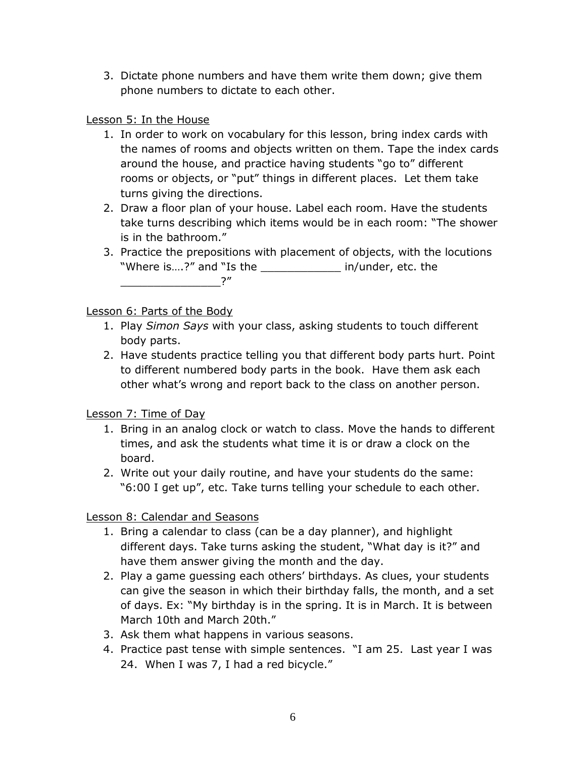3. Dictate phone numbers and have them write them down; give them phone numbers to dictate to each other.

<u>Lesson 5: In the House</u>

1. In order to work on vocabulary for this lesson, bring index cards with the names of rooms and objects written on them. Tape the index cards around the house, and practice having students "go to" different rooms or objects, or "put" things in different places. Let them take turns giving the directions.
2. Draw a floor plan of your house. Label each room. Have the students take turns describing which items would be in each room: "The shower is in the bathroom."
3. Practice the prepositions with placement of objects, with the locutions "Where is….?" and "Is the ____________ in/under, etc. the _______________?"

<u>Lesson 6: Parts of the Body</u>

1. Play *Simon Says* with your class, asking students to touch different body parts.
2. Have students practice telling you that different body parts hurt. Point to different numbered body parts in the book. Have them ask each other what's wrong and report back to the class on another person.

<u>Lesson 7: Time of Day</u>

1. Bring in an analog clock or watch to class. Move the hands to different times, and ask the students what time it is or draw a clock on the board.
2. Write out your daily routine, and have your students do the same: "6:00 I get up", etc. Take turns telling your schedule to each other.

<u>Lesson 8: Calendar and Seasons</u>

1. Bring a calendar to class (can be a day planner), and highlight different days. Take turns asking the student, "What day is it?" and have them answer giving the month and the day.
2. Play a game guessing each others' birthdays. As clues, your students can give the season in which their birthday falls, the month, and a set of days. Ex: "My birthday is in the spring. It is in March. It is between March 10th and March 20th."
3. Ask them what happens in various seasons.
4. Practice past tense with simple sentences. "I am 25. Last year I was 24. When I was 7, I had a red bicycle."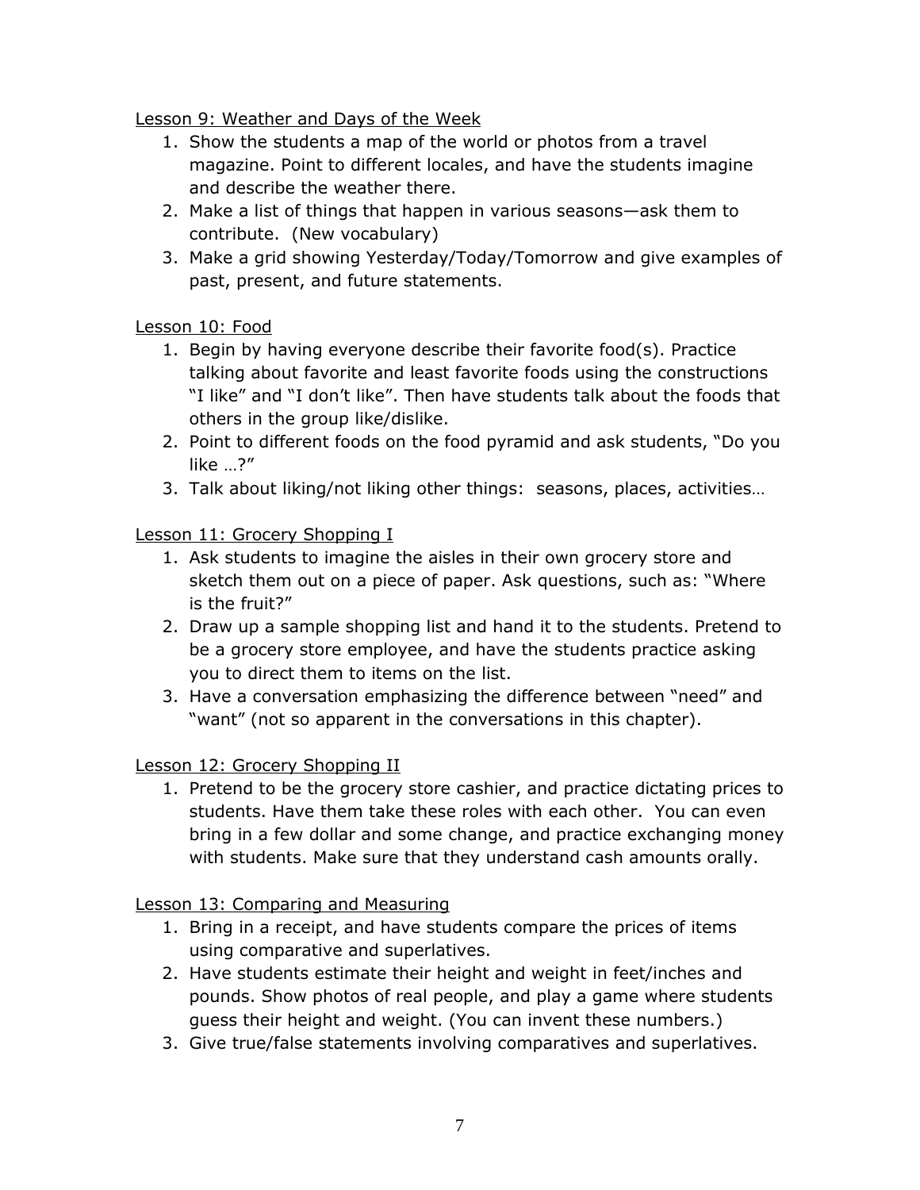Lesson 9: Weather and Days of the Week

1. Show the students a map of the world or photos from a travel magazine. Point to different locales, and have the students imagine and describe the weather there.
2. Make a list of things that happen in various seasons—ask them to contribute. (New vocabulary)
3. Make a grid showing Yesterday/Today/Tomorrow and give examples of past, present, and future statements.

Lesson 10: Food

1. Begin by having everyone describe their favorite food(s). Practice talking about favorite and least favorite foods using the constructions "I like" and "I don't like". Then have students talk about the foods that others in the group like/dislike.
2. Point to different foods on the food pyramid and ask students, "Do you like …?"
3. Talk about liking/not liking other things: seasons, places, activities…

Lesson 11: Grocery Shopping I

1. Ask students to imagine the aisles in their own grocery store and sketch them out on a piece of paper. Ask questions, such as: "Where is the fruit?"
2. Draw up a sample shopping list and hand it to the students. Pretend to be a grocery store employee, and have the students practice asking you to direct them to items on the list.
3. Have a conversation emphasizing the difference between "need" and "want" (not so apparent in the conversations in this chapter).

Lesson 12: Grocery Shopping II

1. Pretend to be the grocery store cashier, and practice dictating prices to students. Have them take these roles with each other. You can even bring in a few dollar and some change, and practice exchanging money with students. Make sure that they understand cash amounts orally.

Lesson 13: Comparing and Measuring

1. Bring in a receipt, and have students compare the prices of items using comparative and superlatives.
2. Have students estimate their height and weight in feet/inches and pounds. Show photos of real people, and play a game where students guess their height and weight. (You can invent these numbers.)
3. Give true/false statements involving comparatives and superlatives.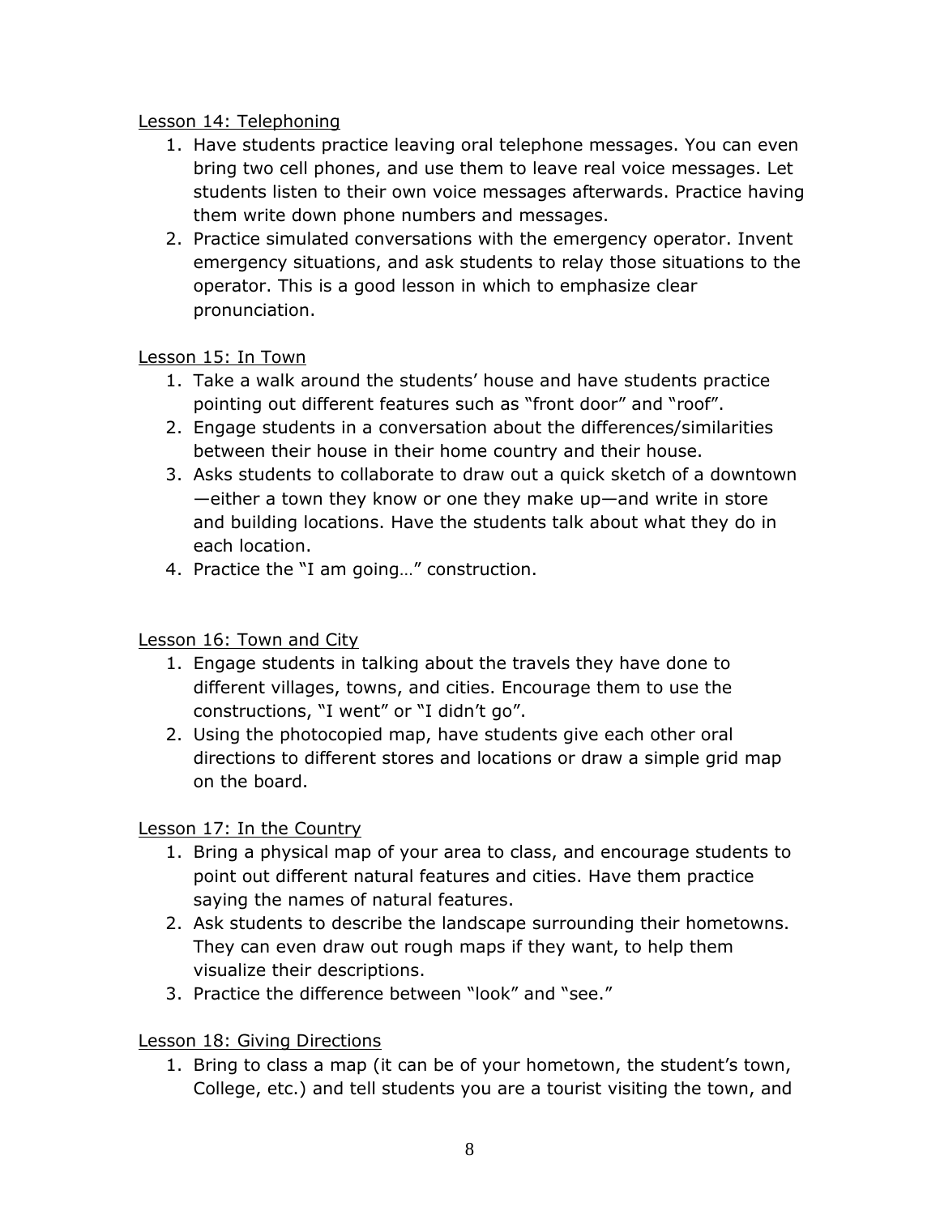Lesson 14: Telephoning

1. Have students practice leaving oral telephone messages. You can even bring two cell phones, and use them to leave real voice messages. Let students listen to their own voice messages afterwards. Practice having them write down phone numbers and messages.
2. Practice simulated conversations with the emergency operator. Invent emergency situations, and ask students to relay those situations to the operator. This is a good lesson in which to emphasize clear pronunciation.

Lesson 15: In Town

1. Take a walk around the students' house and have students practice pointing out different features such as "front door" and "roof".
2. Engage students in a conversation about the differences/similarities between their house in their home country and their house.
3. Asks students to collaborate to draw out a quick sketch of a downtown—either a town they know or one they make up—and write in store and building locations. Have the students talk about what they do in each location.
4. Practice the "I am going…" construction.

Lesson 16: Town and City

1. Engage students in talking about the travels they have done to different villages, towns, and cities. Encourage them to use the constructions, "I went" or "I didn't go".
2. Using the photocopied map, have students give each other oral directions to different stores and locations or draw a simple grid map on the board.

Lesson 17: In the Country

1. Bring a physical map of your area to class, and encourage students to point out different natural features and cities. Have them practice saying the names of natural features.
2. Ask students to describe the landscape surrounding their hometowns. They can even draw out rough maps if they want, to help them visualize their descriptions.
3. Practice the difference between "look" and "see."

Lesson 18: Giving Directions

1. Bring to class a map (it can be of your hometown, the student's town, College, etc.) and tell students you are a tourist visiting the town, and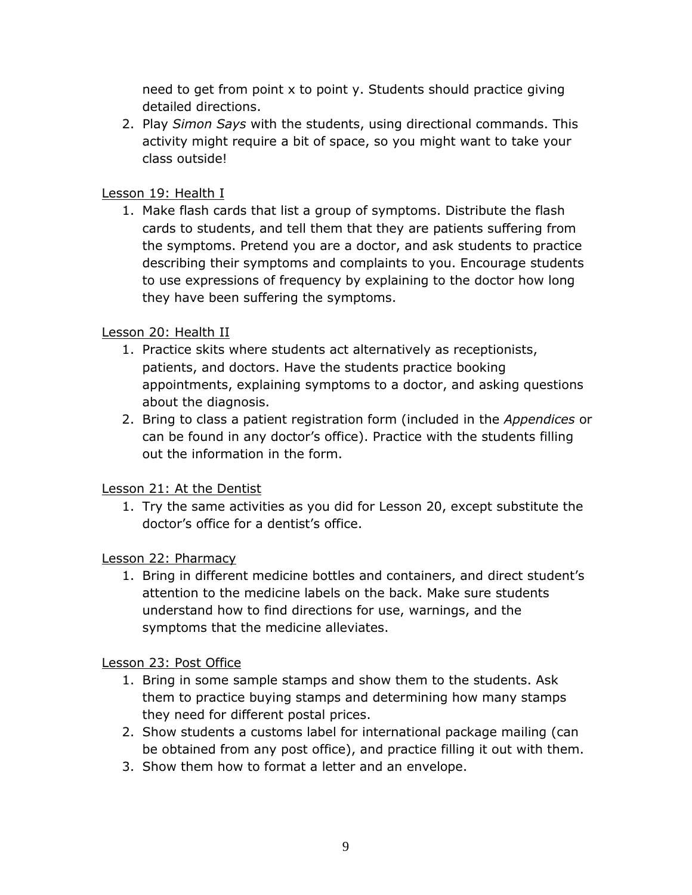need to get from point x to point y. Students should practice giving detailed directions.

2. Play *Simon Says* with the students, using directional commands. This activity might require a bit of space, so you might want to take your class outside!

<u>Lesson 19: Health I</u>

1. Make flash cards that list a group of symptoms. Distribute the flash cards to students, and tell them that they are patients suffering from the symptoms. Pretend you are a doctor, and ask students to practice describing their symptoms and complaints to you. Encourage students to use expressions of frequency by explaining to the doctor how long they have been suffering the symptoms.

<u>Lesson 20: Health II</u>

1. Practice skits where students act alternatively as receptionists, patients, and doctors. Have the students practice booking appointments, explaining symptoms to a doctor, and asking questions about the diagnosis.
2. Bring to class a patient registration form (included in the *Appendices* or can be found in any doctor's office). Practice with the students filling out the information in the form.

<u>Lesson 21: At the Dentist</u>

1. Try the same activities as you did for Lesson 20, except substitute the doctor's office for a dentist's office.

<u>Lesson 22: Pharmacy</u>

1. Bring in different medicine bottles and containers, and direct student's attention to the medicine labels on the back. Make sure students understand how to find directions for use, warnings, and the symptoms that the medicine alleviates.

<u>Lesson 23: Post Office</u>

1. Bring in some sample stamps and show them to the students. Ask them to practice buying stamps and determining how many stamps they need for different postal prices.
2. Show students a customs label for international package mailing (can be obtained from any post office), and practice filling it out with them.
3. Show them how to format a letter and an envelope.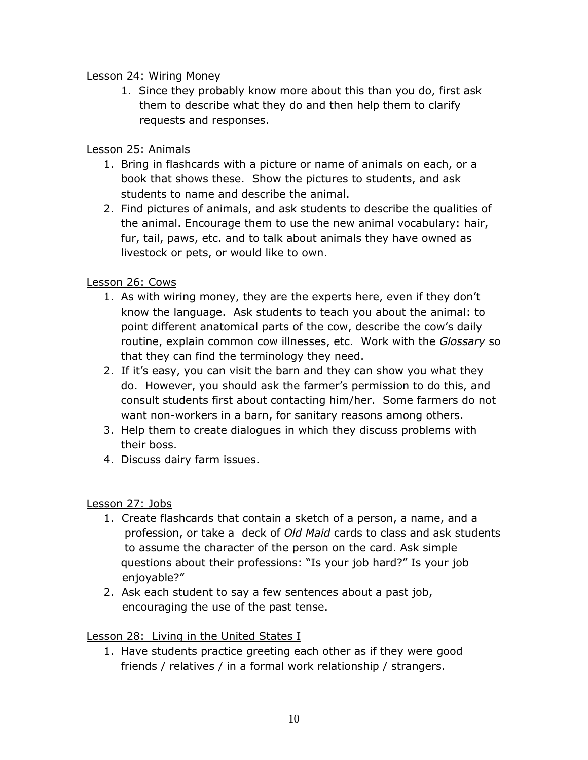Lesson 24: Wiring Money

1. Since they probably know more about this than you do, first ask them to describe what they do and then help them to clarify requests and responses.

Lesson 25: Animals

1. Bring in flashcards with a picture or name of animals on each, or a book that shows these. Show the pictures to students, and ask students to name and describe the animal.
2. Find pictures of animals, and ask students to describe the qualities of the animal. Encourage them to use the new animal vocabulary: hair, fur, tail, paws, etc. and to talk about animals they have owned as livestock or pets, or would like to own.

Lesson 26: Cows

1. As with wiring money, they are the experts here, even if they don't know the language. Ask students to teach you about the animal: to point different anatomical parts of the cow, describe the cow's daily routine, explain common cow illnesses, etc. Work with the *Glossary* so that they can find the terminology they need.
2. If it's easy, you can visit the barn and they can show you what they do. However, you should ask the farmer's permission to do this, and consult students first about contacting him/her. Some farmers do not want non-workers in a barn, for sanitary reasons among others.
3. Help them to create dialogues in which they discuss problems with their boss.
4. Discuss dairy farm issues.

Lesson 27: Jobs

1. Create flashcards that contain a sketch of a person, a name, and a profession, or take a deck of *Old Maid* cards to class and ask students to assume the character of the person on the card. Ask simple questions about their professions: "Is your job hard?" Is your job enjoyable?"
2. Ask each student to say a few sentences about a past job, encouraging the use of the past tense.

Lesson 28: Living in the United States I

1. Have students practice greeting each other as if they were good friends / relatives / in a formal work relationship / strangers.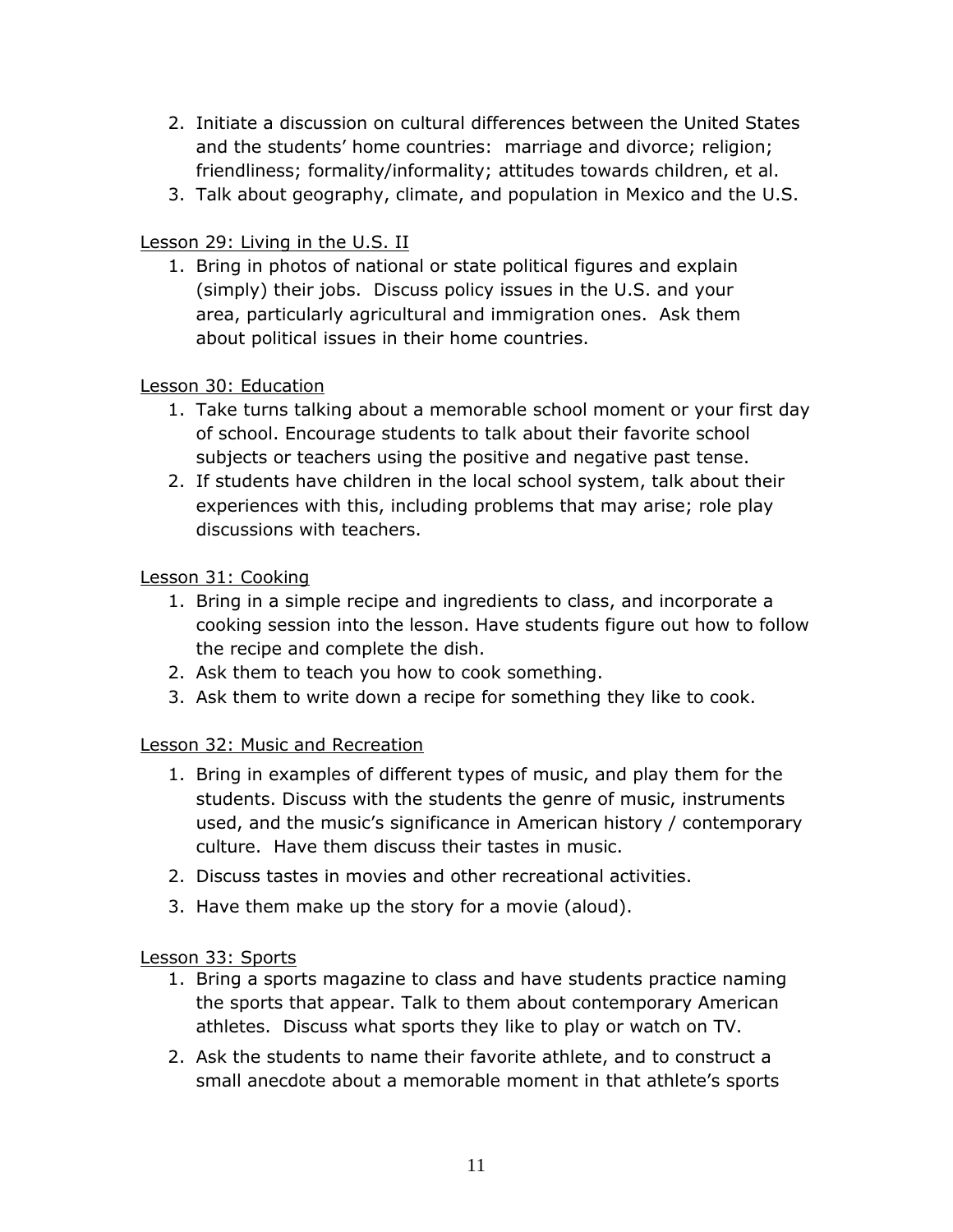2. Initiate a discussion on cultural differences between the United States and the students' home countries: marriage and divorce; religion; friendliness; formality/informality; attitudes towards children, et al.
3. Talk about geography, climate, and population in Mexico and the U.S.

Lesson 29: Living in the U.S. II

1. Bring in photos of national or state political figures and explain (simply) their jobs. Discuss policy issues in the U.S. and your area, particularly agricultural and immigration ones. Ask them about political issues in their home countries.

Lesson 30: Education

1. Take turns talking about a memorable school moment or your first day of school. Encourage students to talk about their favorite school subjects or teachers using the positive and negative past tense.
2. If students have children in the local school system, talk about their experiences with this, including problems that may arise; role play discussions with teachers.

Lesson 31: Cooking

1. Bring in a simple recipe and ingredients to class, and incorporate a cooking session into the lesson. Have students figure out how to follow the recipe and complete the dish.
2. Ask them to teach you how to cook something.
3. Ask them to write down a recipe for something they like to cook.

Lesson 32: Music and Recreation

1. Bring in examples of different types of music, and play them for the students. Discuss with the students the genre of music, instruments used, and the music's significance in American history / contemporary culture. Have them discuss their tastes in music.
2. Discuss tastes in movies and other recreational activities.
3. Have them make up the story for a movie (aloud).

Lesson 33: Sports

1. Bring a sports magazine to class and have students practice naming the sports that appear. Talk to them about contemporary American athletes. Discuss what sports they like to play or watch on TV.
2. Ask the students to name their favorite athlete, and to construct a small anecdote about a memorable moment in that athlete's sports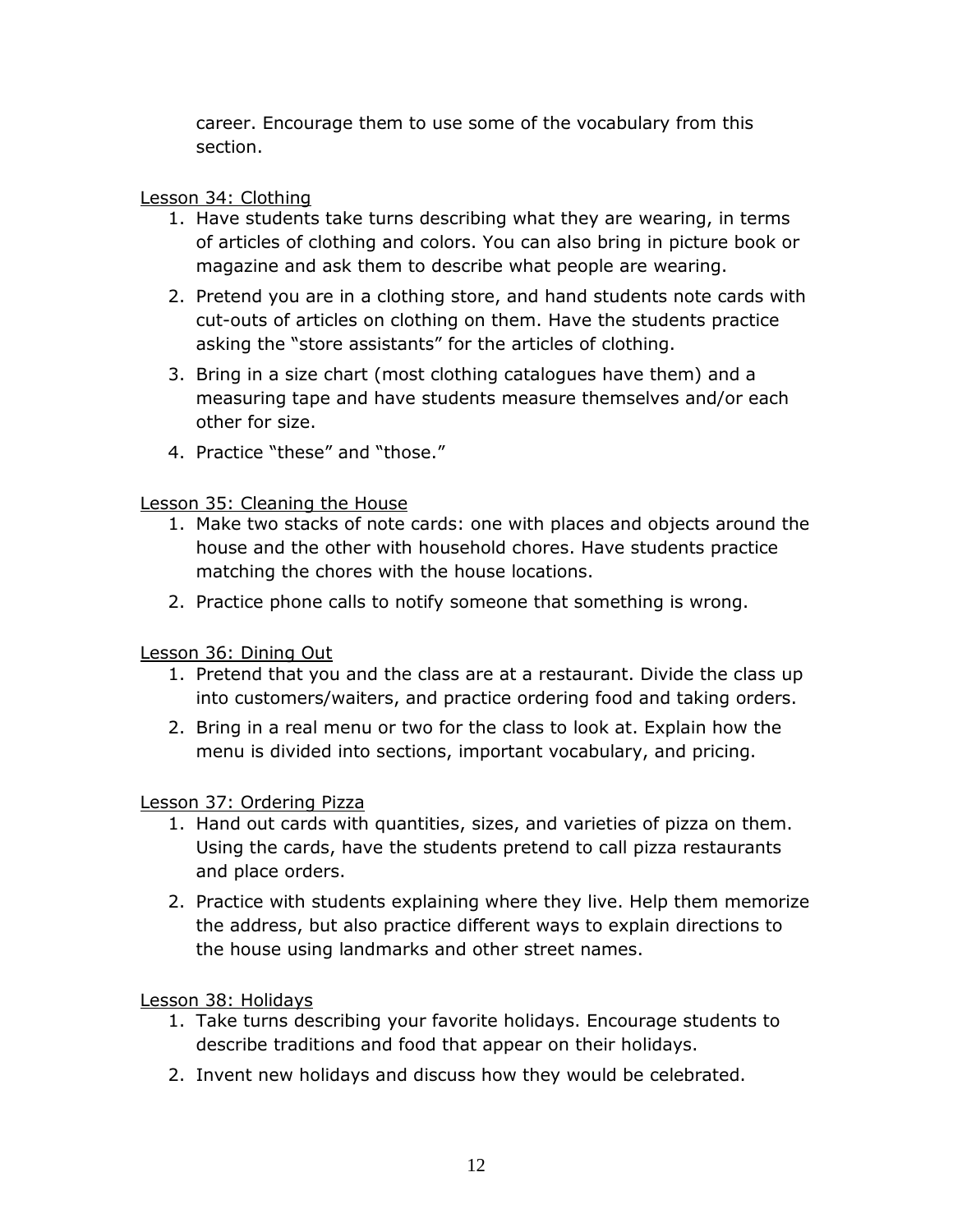career. Encourage them to use some of the vocabulary from this section.

Lesson 34: Clothing

1. Have students take turns describing what they are wearing, in terms of articles of clothing and colors. You can also bring in picture book or magazine and ask them to describe what people are wearing.
2. Pretend you are in a clothing store, and hand students note cards with cut-outs of articles on clothing on them. Have the students practice asking the "store assistants" for the articles of clothing.
3. Bring in a size chart (most clothing catalogues have them) and a measuring tape and have students measure themselves and/or each other for size.
4. Practice "these" and "those."

Lesson 35: Cleaning the House

1. Make two stacks of note cards: one with places and objects around the house and the other with household chores. Have students practice matching the chores with the house locations.
2. Practice phone calls to notify someone that something is wrong.

Lesson 36: Dining Out

1. Pretend that you and the class are at a restaurant. Divide the class up into customers/waiters, and practice ordering food and taking orders.
2. Bring in a real menu or two for the class to look at. Explain how the menu is divided into sections, important vocabulary, and pricing.

Lesson 37: Ordering Pizza

1. Hand out cards with quantities, sizes, and varieties of pizza on them. Using the cards, have the students pretend to call pizza restaurants and place orders.
2. Practice with students explaining where they live. Help them memorize the address, but also practice different ways to explain directions to the house using landmarks and other street names.

Lesson 38: Holidays

1. Take turns describing your favorite holidays. Encourage students to describe traditions and food that appear on their holidays.
2. Invent new holidays and discuss how they would be celebrated.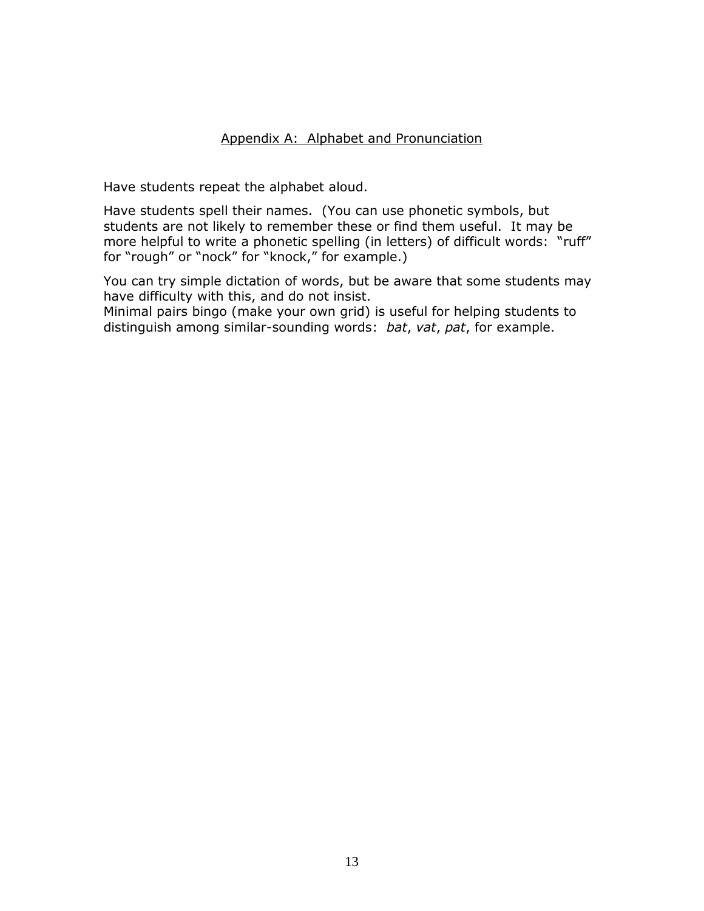## Appendix A: Alphabet and Pronunciation

Have students repeat the alphabet aloud.

Have students spell their names. (You can use phonetic symbols, but students are not likely to remember these or find them useful. It may be more helpful to write a phonetic spelling (in letters) of difficult words: "ruff" for "rough" or "nock" for "knock," for example.)

You can try simple dictation of words, but be aware that some students may have difficulty with this, and do not insist.
Minimal pairs bingo (make your own grid) is useful for helping students to distinguish among similar-sounding words: *bat*, *vat*, *pat*, for example.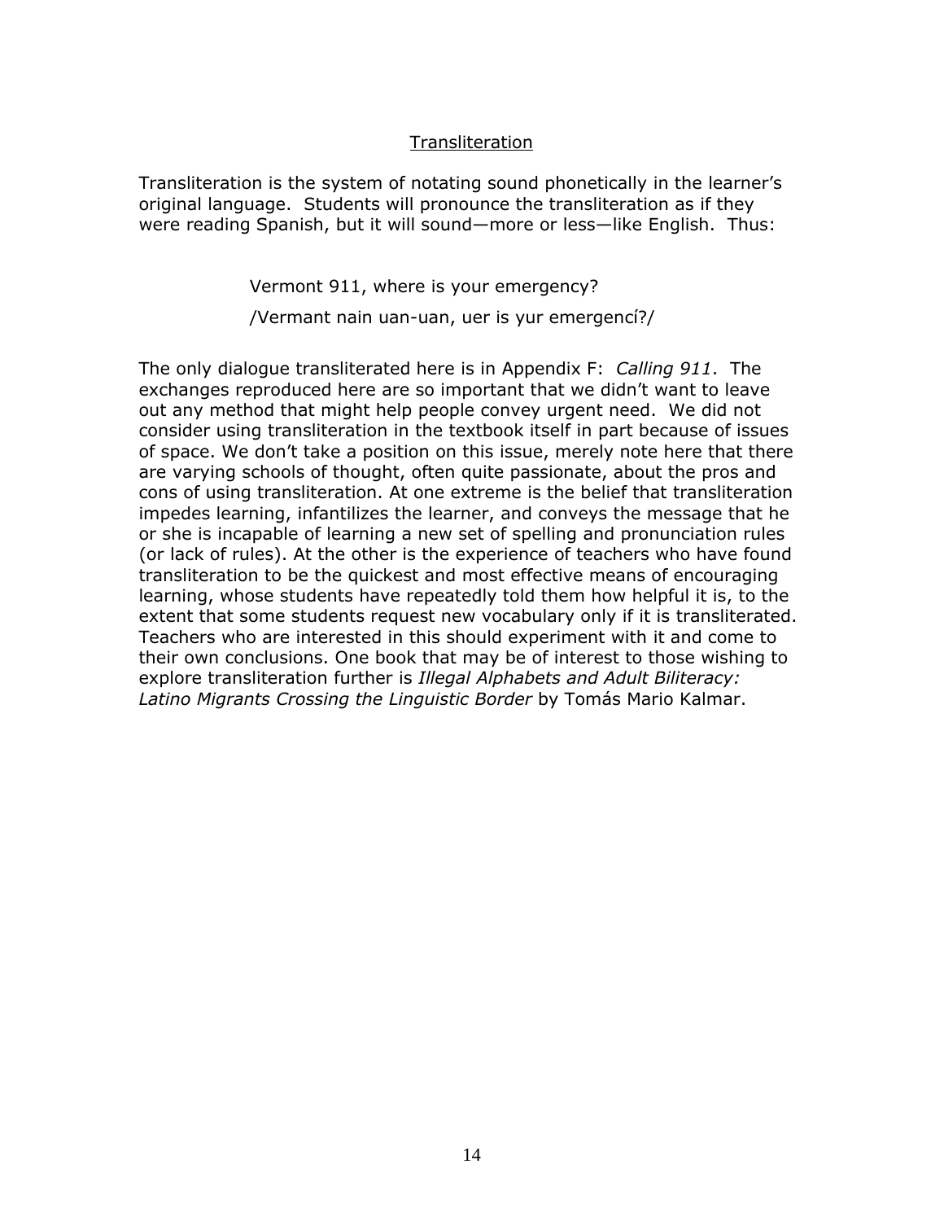## Transliteration

Transliteration is the system of notating sound phonetically in the learner's original language. Students will pronounce the transliteration as if they were reading Spanish, but it will sound—more or less—like English. Thus:

> Vermont 911, where is your emergency?
>
> /Vermant nain uan-uan, uer is yur emergencí?/

The only dialogue transliterated here is in Appendix F: *Calling 911*. The exchanges reproduced here are so important that we didn't want to leave out any method that might help people convey urgent need. We did not consider using transliteration in the textbook itself in part because of issues of space. We don't take a position on this issue, merely note here that there are varying schools of thought, often quite passionate, about the pros and cons of using transliteration. At one extreme is the belief that transliteration impedes learning, infantilizes the learner, and conveys the message that he or she is incapable of learning a new set of spelling and pronunciation rules (or lack of rules). At the other is the experience of teachers who have found transliteration to be the quickest and most effective means of encouraging learning, whose students have repeatedly told them how helpful it is, to the extent that some students request new vocabulary only if it is transliterated. Teachers who are interested in this should experiment with it and come to their own conclusions. One book that may be of interest to those wishing to explore transliteration further is *Illegal Alphabets and Adult Biliteracy: Latino Migrants Crossing the Linguistic Border* by Tomás Mario Kalmar.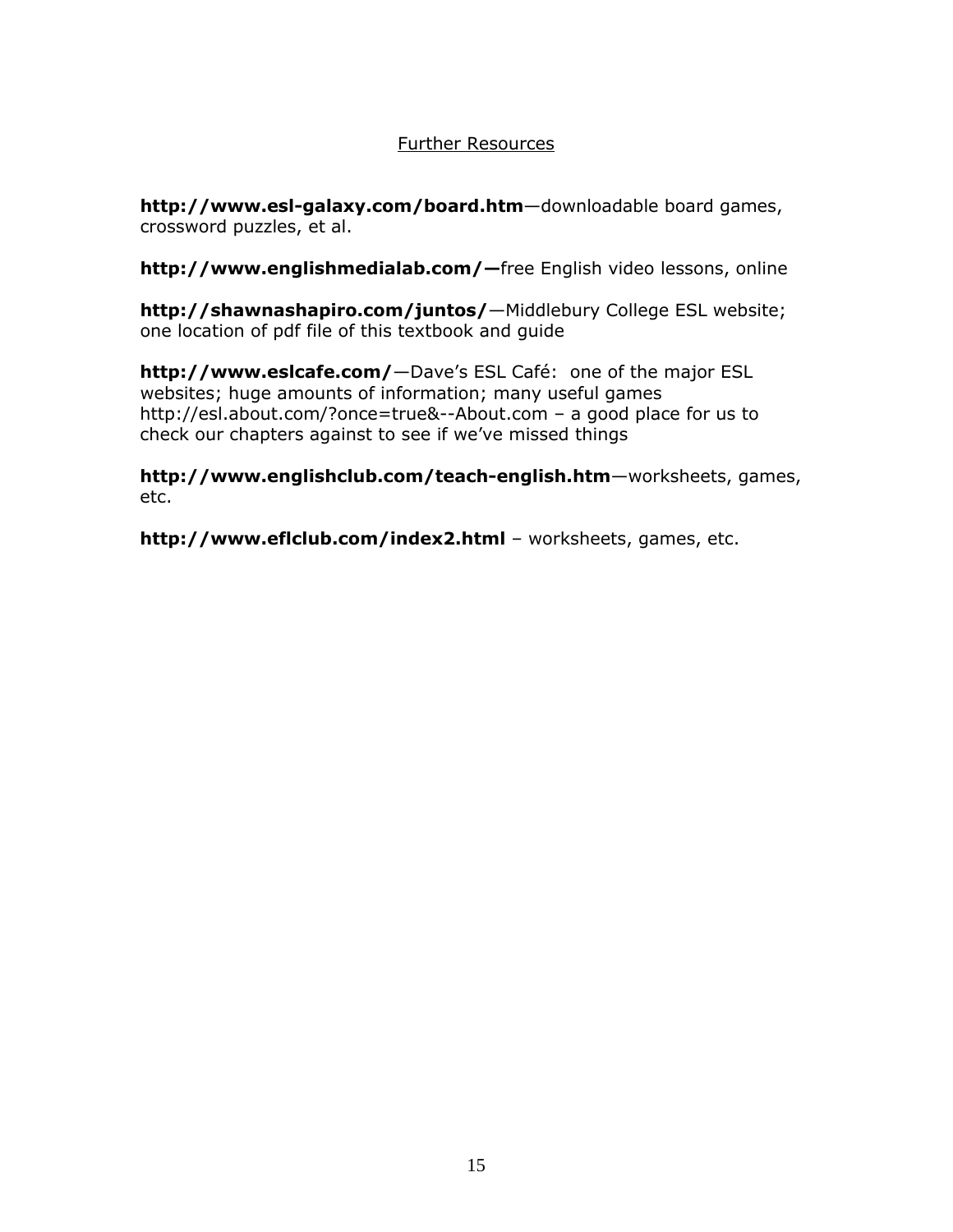# Further Resources

**http://www.esl-galaxy.com/board.htm**—downloadable board games, crossword puzzles, et al.

**http://www.englishmedialab.com/—**free English video lessons, online

**http://shawnashapiro.com/juntos/**—Middlebury College ESL website; one location of pdf file of this textbook and guide

**http://www.eslcafe.com/**—Dave's ESL Café: one of the major ESL websites; huge amounts of information; many useful games
http://esl.about.com/?once=true&--About.com – a good place for us to check our chapters against to see if we've missed things

**http://www.englishclub.com/teach-english.htm**—worksheets, games, etc.

**http://www.eflclub.com/index2.html** – worksheets, games, etc.